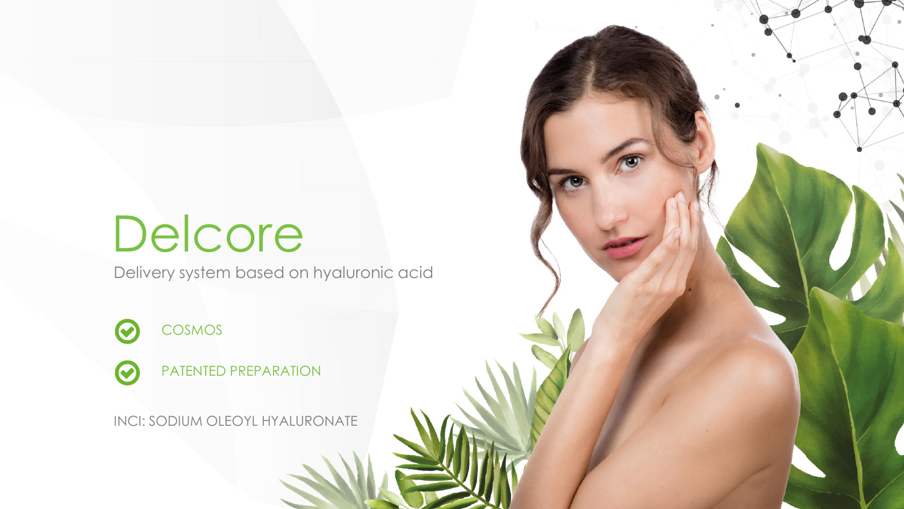# Delcore

Delivery system based on hyaluronic acid

- COSMOS
- PATENTED PREPARATION

INCI: SODIUM OLEOYL HYALURONATE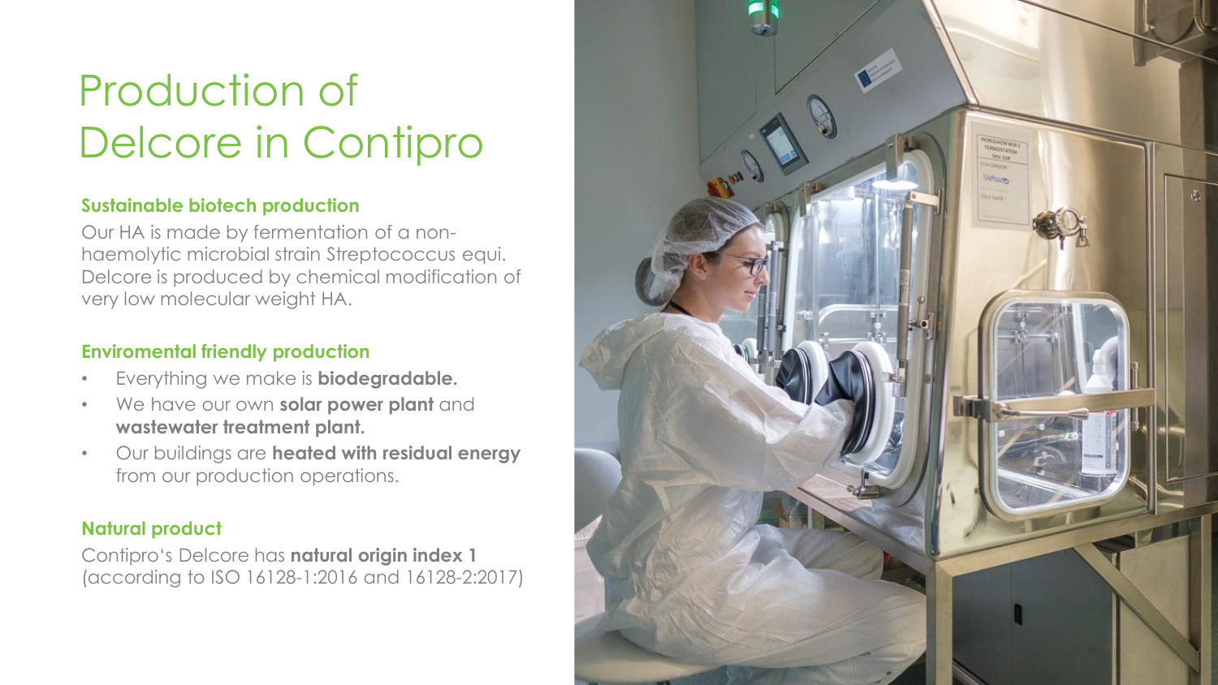# Production of Delcore in Contipro

### Sustainable biotech production

Our HA is made by fermentation of a non-haemolytic microbial strain Streptococcus equi. Delcore is produced by chemical modification of very low molecular weight HA.

### Enviromental friendly production

- Everything we make is **biodegradable.**
- We have our own **solar power plant** and **wastewater treatment plant.**
- Our buildings are **heated with residual energy** from our production operations.

### Natural product

Contipro's Delcore has **natural origin index 1** (according to ISO 16128-1:2016 and 16128-2:2017)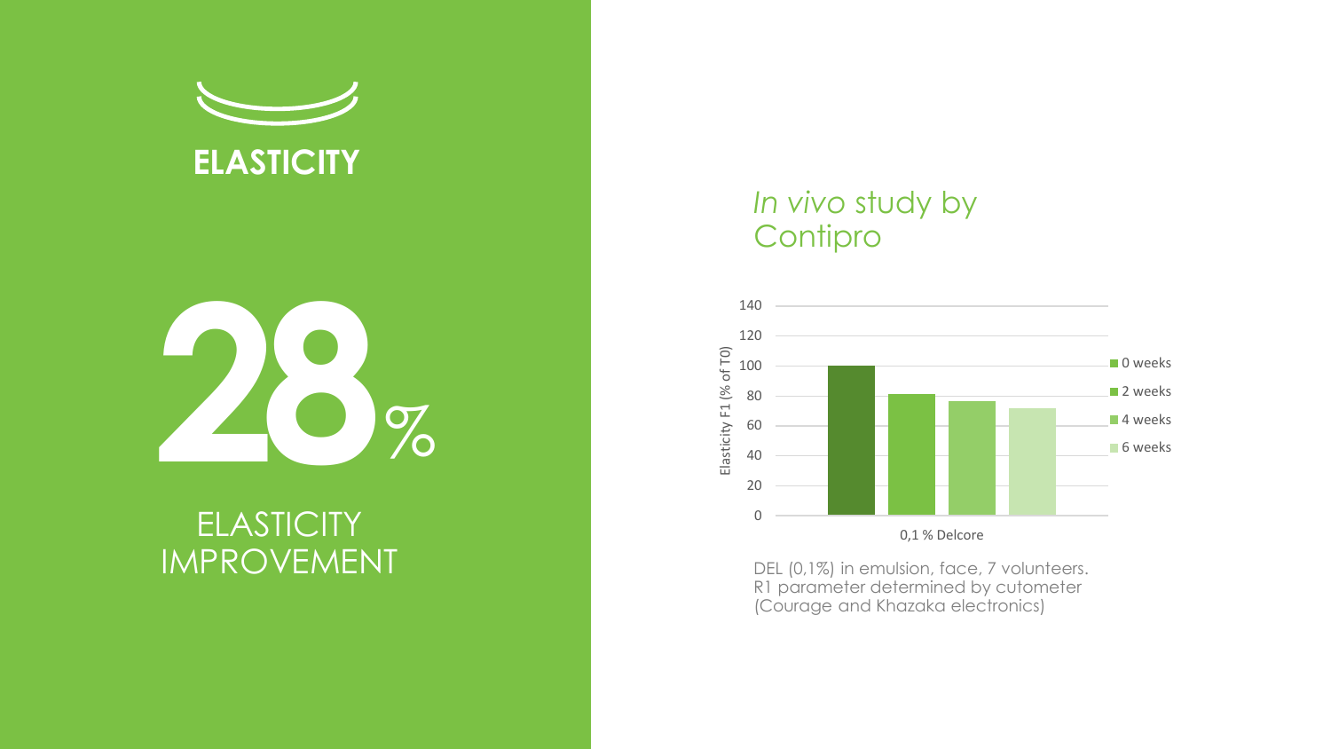# ELASTICITY

**28%**

ELASTICITY IMPROVEMENT

## *In vivo* study by Contipro

| Elasticity F1 (% of T0) | 0 weeks | 2 weeks | 4 weeks | 6 weeks |
|---|---|---|---|---|
| 0,1 % Delcore | 100 | 81 | 76 | 72 |

DEL (0,1%) in emulsion, face, 7 volunteers.
R1 parameter determined by cutometer (Courage and Khazaka electronics)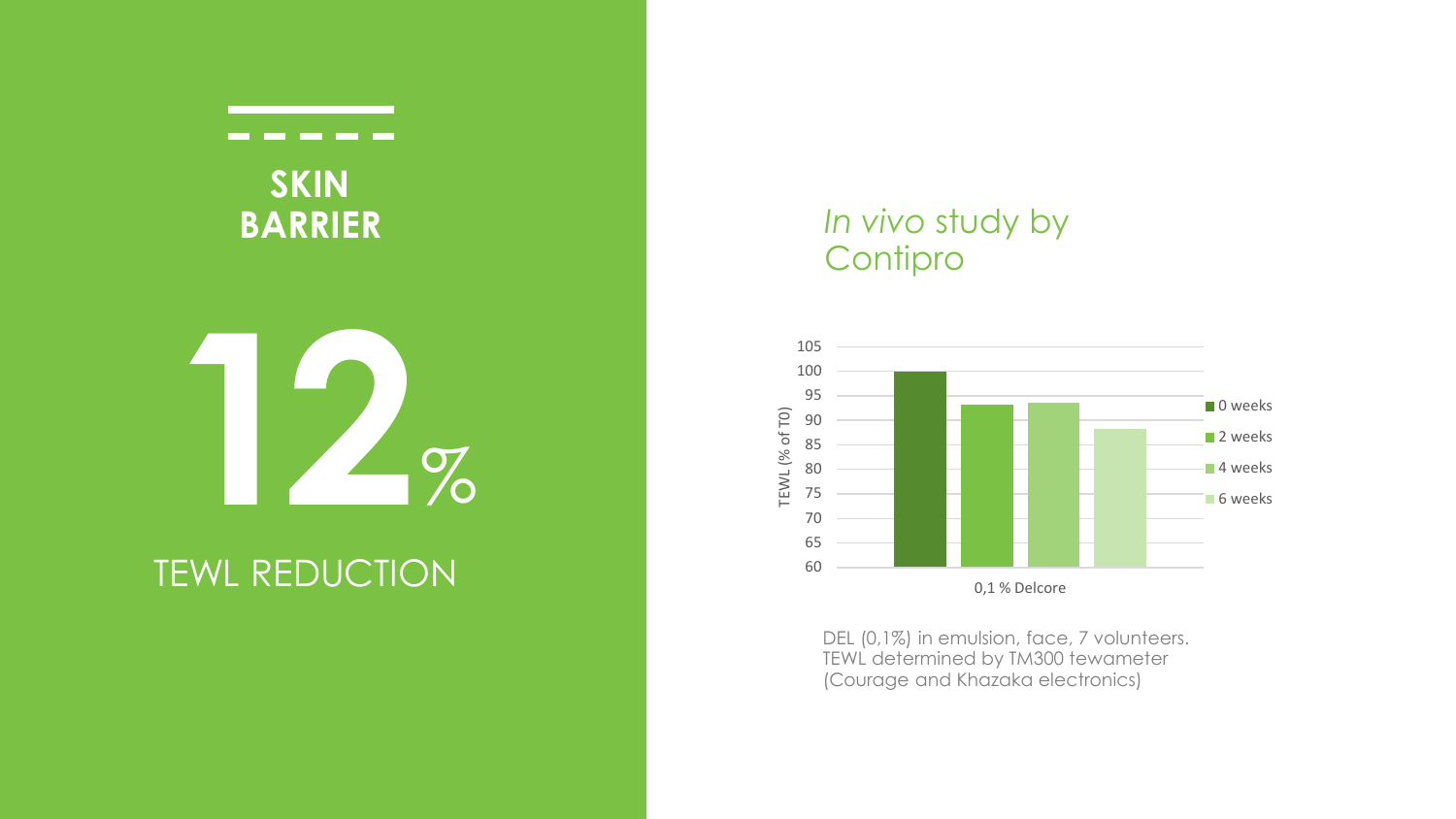## SKIN BARRIER

# 12%

TEWL REDUCTION

*In vivo* study by Contipro

| 0,1 % Delcore | TEWL (% of T0) |
|---|---|
| 0 weeks | 100 |
| 2 weeks | 93 |
| 4 weeks | 94 |
| 6 weeks | 88 |

DEL (0,1%) in emulsion, face, 7 volunteers. TEWL determined by TM300 tewameter (Courage and Khazaka electronics)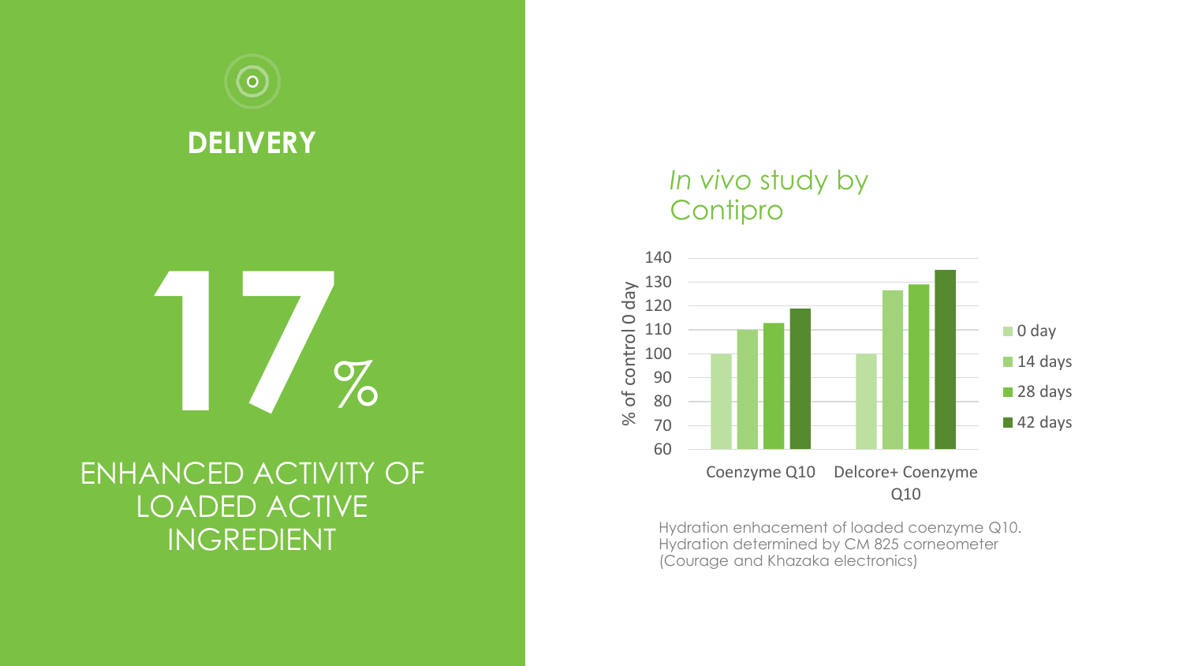## DELIVERY

# 17 %

ENHANCED ACTIVITY OF LOADED ACTIVE INGREDIENT

*In vivo* study by Contipro

| % of control 0 day | 0 day | 14 days | 28 days | 42 days |
|---|---|---|---|---|
| Coenzyme Q10 | 100 | 110 | 113 | 119 |
| Delcore+ Coenzyme Q10 | 100 | 127 | 129 | 135 |

Hydration enhacement of loaded coenzyme Q10. Hydration determined by CM 825 corneometer (Courage and Khazaka electronics)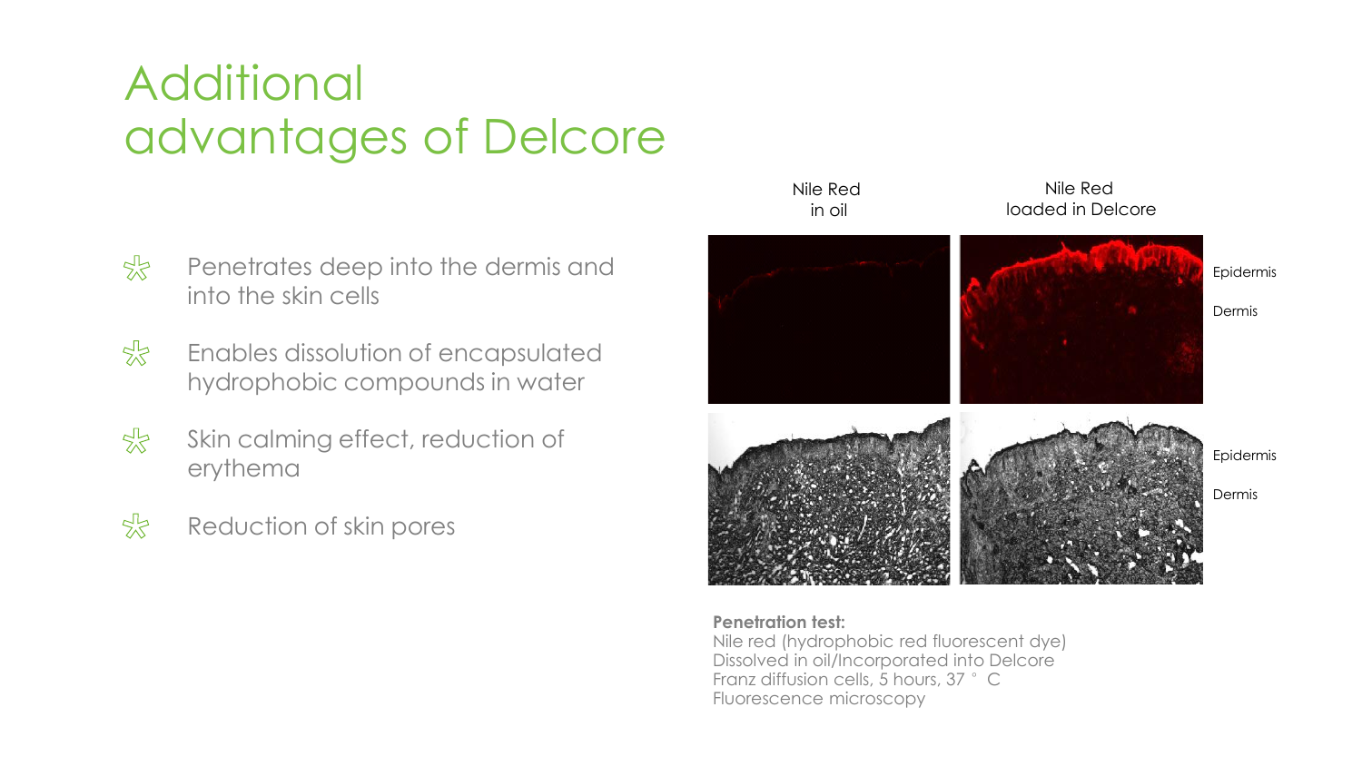# Additional advantages of Delcore

- Penetrates deep into the dermis and into the skin cells
- Enables dissolution of encapsulated hydrophobic compounds in water
- Skin calming effect, reduction of erythema
- Reduction of skin pores

Nile Red in oil | Nile Red loaded in Delcore

Epidermis

Dermis

Epidermis

Dermis

**Penetration test:**
Nile red (hydrophobic red fluorescent dye)
Dissolved in oil/Incorporated into Delcore
Franz diffusion cells, 5 hours, 37 °C
Fluorescence microscopy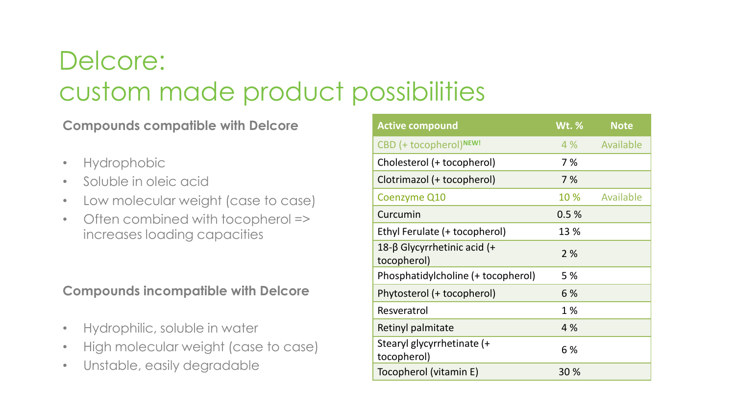# Delcore:
# custom made product possibilities

**Compounds compatible with Delcore**

- Hydrophobic
- Soluble in oleic acid
- Low molecular weight (case to case)
- Often combined with tocopherol => increases loading capacities

**Compounds incompatible with Delcore**

- Hydrophilic, soluble in water
- High molecular weight (case to case)
- Unstable, easily degradable

| Active compound | Wt. % | Note |
| --- | --- | --- |
| CBD (+ tocopherol)NEW! | 4 % | Available |
| Cholesterol (+ tocopherol) | 7 % | |
| Clotrimazol (+ tocopherol) | 7 % | |
| Coenzyme Q10 | 10 % | Available |
| Curcumin | 0.5 % | |
| Ethyl Ferulate (+ tocopherol) | 13 % | |
| 18-β Glycyrrhetinic acid (+ tocopherol) | 2 % | |
| Phosphatidylcholine (+ tocopherol) | 5 % | |
| Phytosterol (+ tocopherol) | 6 % | |
| Resveratrol | 1 % | |
| Retinyl palmitate | 4 % | |
| Stearyl glycyrrhetinate (+ tocopherol) | 6 % | |
| Tocopherol (vitamin E) | 30 % | |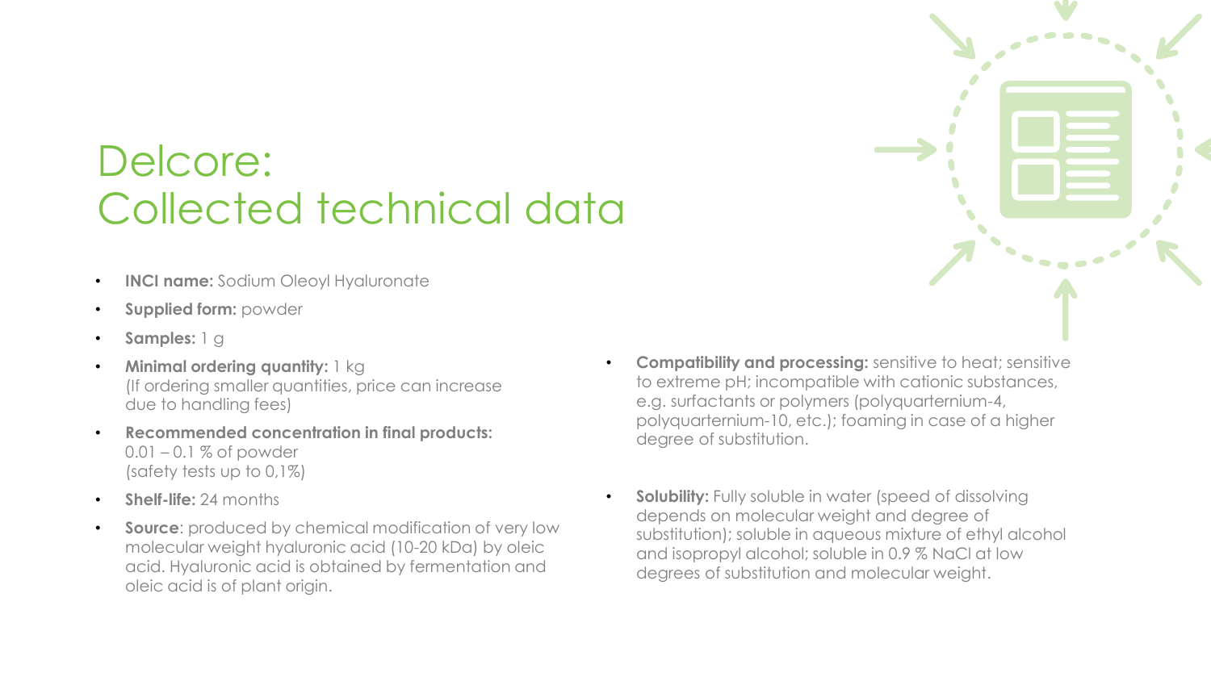# Delcore: Collected technical data

- **INCI name:** Sodium Oleoyl Hyaluronate
- **Supplied form:** powder
- **Samples:** 1 g
- **Minimal ordering quantity:** 1 kg
  (If ordering smaller quantities, price can increase due to handling fees)
- **Recommended concentration in final products:** 0.01 – 0.1 % of powder
  (safety tests up to 0,1%)
- **Shelf-life:** 24 months
- **Source**: produced by chemical modification of very low molecular weight hyaluronic acid (10-20 kDa) by oleic acid. Hyaluronic acid is obtained by fermentation and oleic acid is of plant origin.
- **Compatibility and processing:** sensitive to heat; sensitive to extreme pH; incompatible with cationic substances, e.g. surfactants or polymers (polyquarternium-4, polyquarternium-10, etc.); foaming in case of a higher degree of substitution.
- **Solubility:** Fully soluble in water (speed of dissolving depends on molecular weight and degree of substitution); soluble in aqueous mixture of ethyl alcohol and isopropyl alcohol; soluble in 0.9 % NaCl at low degrees of substitution and molecular weight.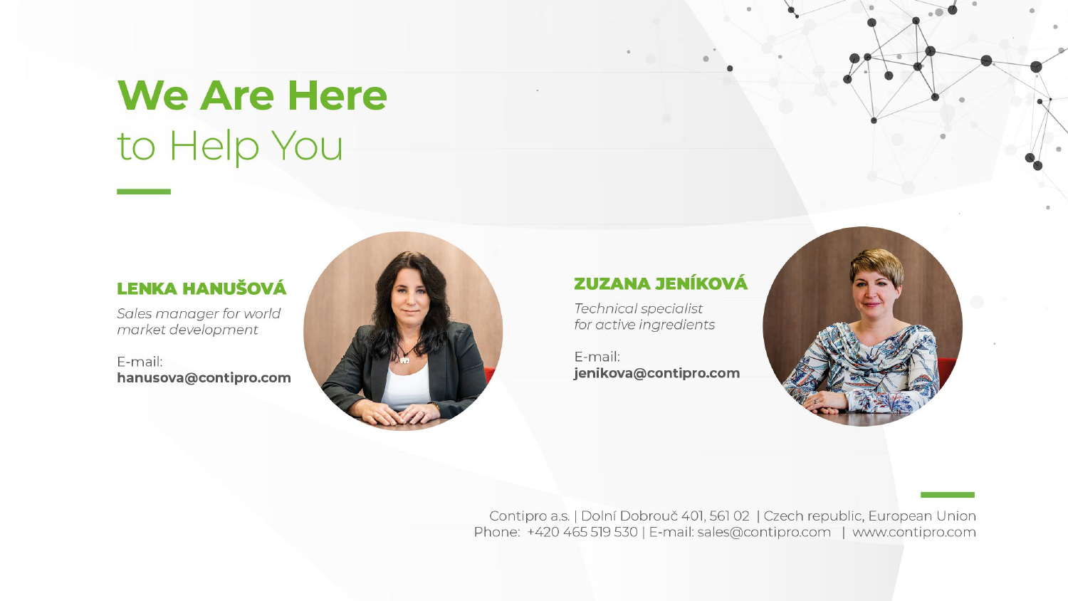# We Are Here to Help You

### LENKA HANUŠOVÁ

*Sales manager for world market development*

E-mail:
**hanusova@contipro.com**

### ZUZANA JENÍKOVÁ

*Technical specialist for active ingredients*

E-mail:
**jenikova@contipro.com**

Contipro a.s. | Dolní Dobrouč 401, 561 02 | Czech republic, European Union
Phone: +420 465 519 530 | E-mail: sales@contipro.com | www.contipro.com